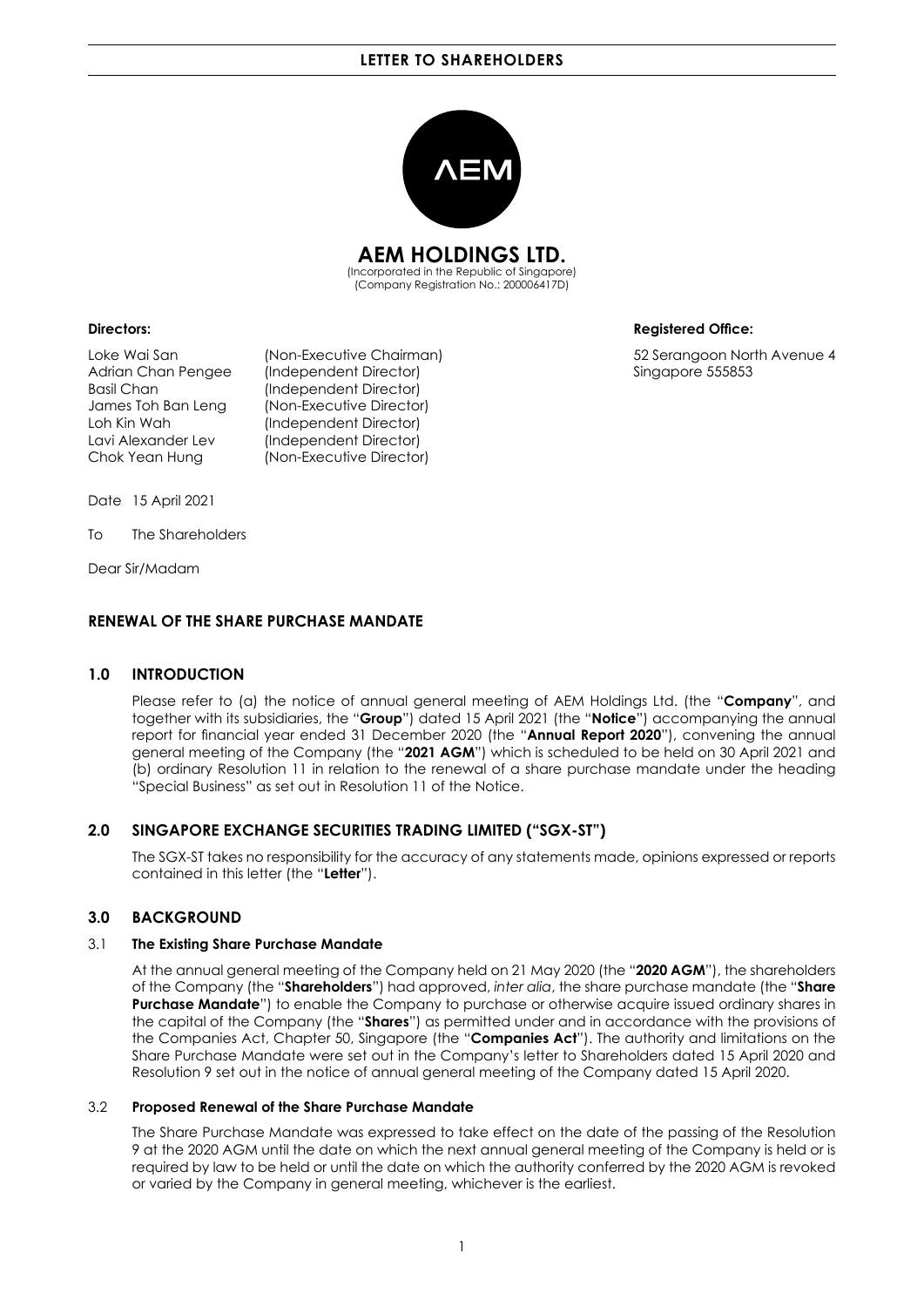**LETTER TO SHAREHOLDERS**

# AEM HOLDINGS LTD.

(Incorporated in the Republic of Singapore)
(Company Registration No.: 200006417D)

**Directors:**

Loke Wai San (Non-Executive Chairman)
Adrian Chan Pengee (Independent Director)
Basil Chan (Independent Director)
James Toh Ban Leng (Non-Executive Director)
Loh Kin Wah (Independent Director)
Lavi Alexander Lev (Independent Director)
Chok Yean Hung (Non-Executive Director)

**Registered Office:**

52 Serangoon North Avenue 4
Singapore 555853

Date 15 April 2021

To The Shareholders

Dear Sir/Madam

## RENEWAL OF THE SHARE PURCHASE MANDATE

## 1.0 INTRODUCTION

Please refer to (a) the notice of annual general meeting of AEM Holdings Ltd. (the "**Company**", and together with its subsidiaries, the "**Group**") dated 15 April 2021 (the "**Notice**") accompanying the annual report for financial year ended 31 December 2020 (the "**Annual Report 2020**"), convening the annual general meeting of the Company (the "**2021 AGM**") which is scheduled to be held on 30 April 2021 and (b) ordinary Resolution 11 in relation to the renewal of a share purchase mandate under the heading "Special Business" as set out in Resolution 11 of the Notice.

## 2.0 SINGAPORE EXCHANGE SECURITIES TRADING LIMITED ("SGX-ST")

The SGX-ST takes no responsibility for the accuracy of any statements made, opinions expressed or reports contained in this letter (the "**Letter**").

## 3.0 BACKGROUND

### 3.1 The Existing Share Purchase Mandate

At the annual general meeting of the Company held on 21 May 2020 (the "**2020 AGM**"), the shareholders of the Company (the "**Shareholders**") had approved, *inter alia*, the share purchase mandate (the "**Share Purchase Mandate**") to enable the Company to purchase or otherwise acquire issued ordinary shares in the capital of the Company (the "**Shares**") as permitted under and in accordance with the provisions of the Companies Act, Chapter 50, Singapore (the "**Companies Act**"). The authority and limitations on the Share Purchase Mandate were set out in the Company's letter to Shareholders dated 15 April 2020 and Resolution 9 set out in the notice of annual general meeting of the Company dated 15 April 2020.

### 3.2 Proposed Renewal of the Share Purchase Mandate

The Share Purchase Mandate was expressed to take effect on the date of the passing of the Resolution 9 at the 2020 AGM until the date on which the next annual general meeting of the Company is held or is required by law to be held or until the date on which the authority conferred by the 2020 AGM is revoked or varied by the Company in general meeting, whichever is the earliest.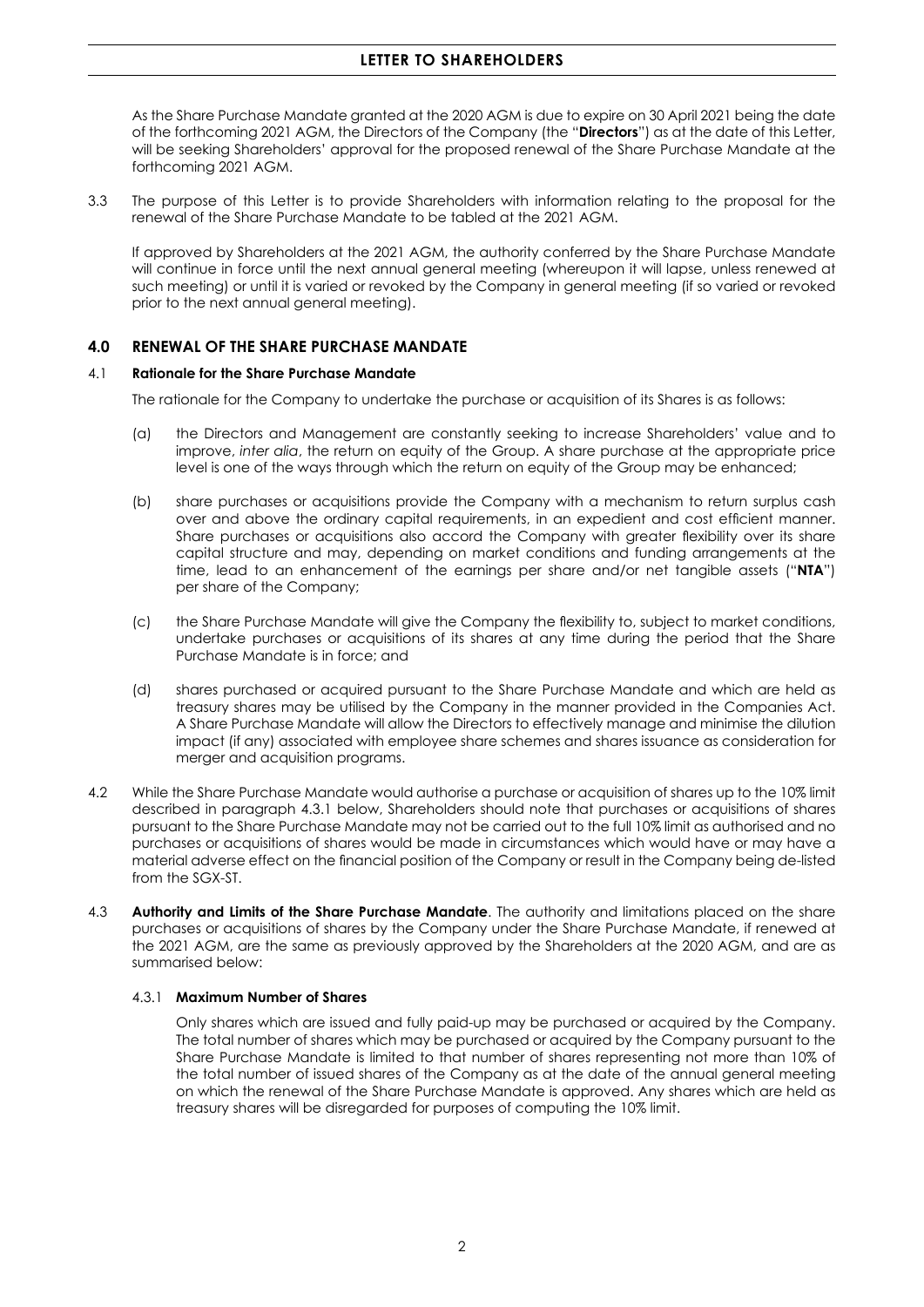As the Share Purchase Mandate granted at the 2020 AGM is due to expire on 30 April 2021 being the date of the forthcoming 2021 AGM, the Directors of the Company (the "**Directors**") as at the date of this Letter, will be seeking Shareholders' approval for the proposed renewal of the Share Purchase Mandate at the forthcoming 2021 AGM.

3.3 The purpose of this Letter is to provide Shareholders with information relating to the proposal for the renewal of the Share Purchase Mandate to be tabled at the 2021 AGM.

If approved by Shareholders at the 2021 AGM, the authority conferred by the Share Purchase Mandate will continue in force until the next annual general meeting (whereupon it will lapse, unless renewed at such meeting) or until it is varied or revoked by the Company in general meeting (if so varied or revoked prior to the next annual general meeting).

## 4.0 RENEWAL OF THE SHARE PURCHASE MANDATE

### 4.1 Rationale for the Share Purchase Mandate

The rationale for the Company to undertake the purchase or acquisition of its Shares is as follows:

(a) the Directors and Management are constantly seeking to increase Shareholders' value and to improve, *inter alia*, the return on equity of the Group. A share purchase at the appropriate price level is one of the ways through which the return on equity of the Group may be enhanced;

(b) share purchases or acquisitions provide the Company with a mechanism to return surplus cash over and above the ordinary capital requirements, in an expedient and cost efficient manner. Share purchases or acquisitions also accord the Company with greater flexibility over its share capital structure and may, depending on market conditions and funding arrangements at the time, lead to an enhancement of the earnings per share and/or net tangible assets ("**NTA**") per share of the Company;

(c) the Share Purchase Mandate will give the Company the flexibility to, subject to market conditions, undertake purchases or acquisitions of its shares at any time during the period that the Share Purchase Mandate is in force; and

(d) shares purchased or acquired pursuant to the Share Purchase Mandate and which are held as treasury shares may be utilised by the Company in the manner provided in the Companies Act. A Share Purchase Mandate will allow the Directors to effectively manage and minimise the dilution impact (if any) associated with employee share schemes and shares issuance as consideration for merger and acquisition programs.

4.2 While the Share Purchase Mandate would authorise a purchase or acquisition of shares up to the 10% limit described in paragraph 4.3.1 below, Shareholders should note that purchases or acquisitions of shares pursuant to the Share Purchase Mandate may not be carried out to the full 10% limit as authorised and no purchases or acquisitions of shares would be made in circumstances which would have or may have a material adverse effect on the financial position of the Company or result in the Company being de-listed from the SGX-ST.

4.3 **Authority and Limits of the Share Purchase Mandate**. The authority and limitations placed on the share purchases or acquisitions of shares by the Company under the Share Purchase Mandate, if renewed at the 2021 AGM, are the same as previously approved by the Shareholders at the 2020 AGM, and are as summarised below:

#### 4.3.1 Maximum Number of Shares

Only shares which are issued and fully paid-up may be purchased or acquired by the Company. The total number of shares which may be purchased or acquired by the Company pursuant to the Share Purchase Mandate is limited to that number of shares representing not more than 10% of the total number of issued shares of the Company as at the date of the annual general meeting on which the renewal of the Share Purchase Mandate is approved. Any shares which are held as treasury shares will be disregarded for purposes of computing the 10% limit.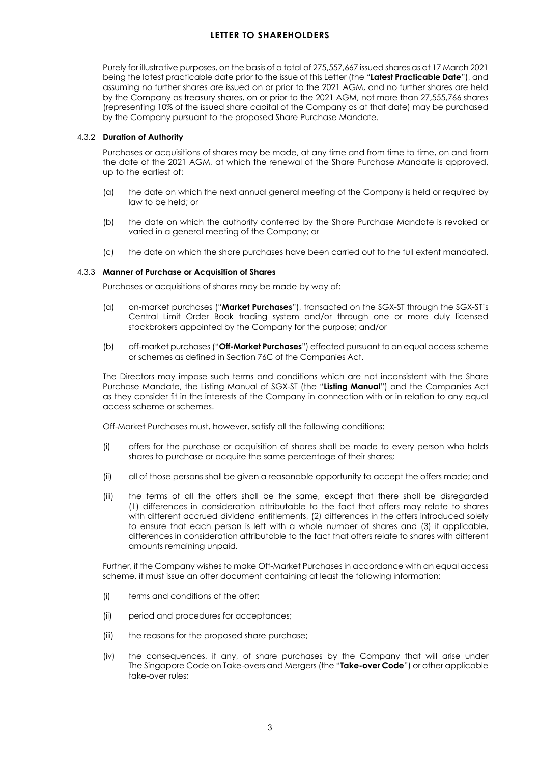Purely for illustrative purposes, on the basis of a total of 275,557,667 issued shares as at 17 March 2021 being the latest practicable date prior to the issue of this Letter (the "**Latest Practicable Date**"), and assuming no further shares are issued on or prior to the 2021 AGM, and no further shares are held by the Company as treasury shares, on or prior to the 2021 AGM, not more than 27,555,766 shares (representing 10% of the issued share capital of the Company as at that date) may be purchased by the Company pursuant to the proposed Share Purchase Mandate.

#### 4.3.2 Duration of Authority

Purchases or acquisitions of shares may be made, at any time and from time to time, on and from the date of the 2021 AGM, at which the renewal of the Share Purchase Mandate is approved, up to the earliest of:

(a) the date on which the next annual general meeting of the Company is held or required by law to be held; or

(b) the date on which the authority conferred by the Share Purchase Mandate is revoked or varied in a general meeting of the Company; or

(c) the date on which the share purchases have been carried out to the full extent mandated.

#### 4.3.3 Manner of Purchase or Acquisition of Shares

Purchases or acquisitions of shares may be made by way of:

(a) on-market purchases ("**Market Purchases**"), transacted on the SGX-ST through the SGX-ST's Central Limit Order Book trading system and/or through one or more duly licensed stockbrokers appointed by the Company for the purpose; and/or

(b) off-market purchases ("**Off-Market Purchases**") effected pursuant to an equal access scheme or schemes as defined in Section 76C of the Companies Act.

The Directors may impose such terms and conditions which are not inconsistent with the Share Purchase Mandate, the Listing Manual of SGX-ST (the "**Listing Manual**") and the Companies Act as they consider fit in the interests of the Company in connection with or in relation to any equal access scheme or schemes.

Off-Market Purchases must, however, satisfy all the following conditions:

(i) offers for the purchase or acquisition of shares shall be made to every person who holds shares to purchase or acquire the same percentage of their shares;

(ii) all of those persons shall be given a reasonable opportunity to accept the offers made; and

(iii) the terms of all the offers shall be the same, except that there shall be disregarded (1) differences in consideration attributable to the fact that offers may relate to shares with different accrued dividend entitlements, (2) differences in the offers introduced solely to ensure that each person is left with a whole number of shares and (3) if applicable, differences in consideration attributable to the fact that offers relate to shares with different amounts remaining unpaid.

Further, if the Company wishes to make Off-Market Purchases in accordance with an equal access scheme, it must issue an offer document containing at least the following information:

(i) terms and conditions of the offer;

(ii) period and procedures for acceptances;

(iii) the reasons for the proposed share purchase;

(iv) the consequences, if any, of share purchases by the Company that will arise under The Singapore Code on Take-overs and Mergers (the "**Take-over Code**") or other applicable take-over rules;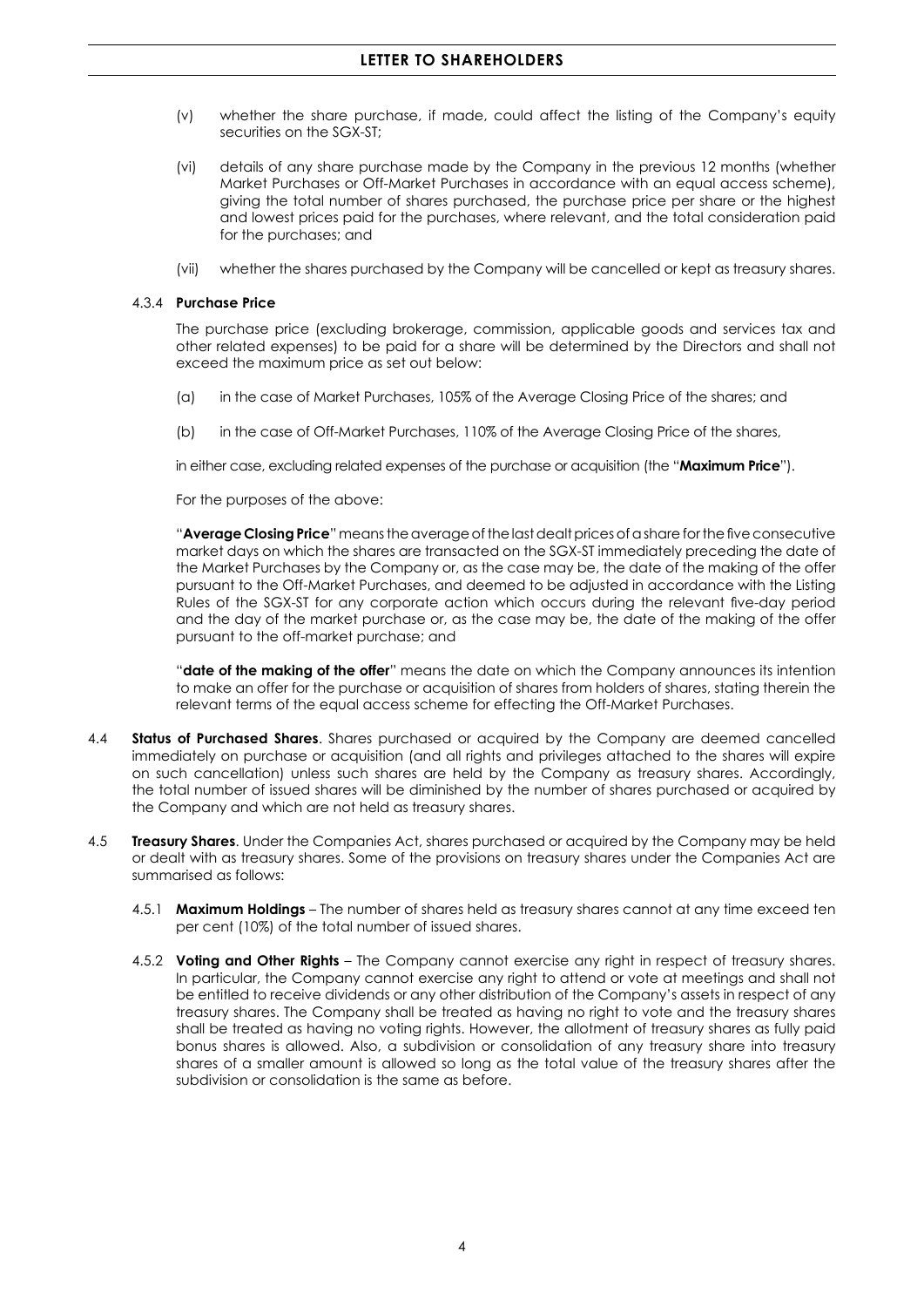(v) whether the share purchase, if made, could affect the listing of the Company's equity securities on the SGX-ST;

(vi) details of any share purchase made by the Company in the previous 12 months (whether Market Purchases or Off-Market Purchases in accordance with an equal access scheme), giving the total number of shares purchased, the purchase price per share or the highest and lowest prices paid for the purchases, where relevant, and the total consideration paid for the purchases; and

(vii) whether the shares purchased by the Company will be cancelled or kept as treasury shares.

4.3.4 **Purchase Price**

The purchase price (excluding brokerage, commission, applicable goods and services tax and other related expenses) to be paid for a share will be determined by the Directors and shall not exceed the maximum price as set out below:

(a) in the case of Market Purchases, 105% of the Average Closing Price of the shares; and

(b) in the case of Off-Market Purchases, 110% of the Average Closing Price of the shares,

in either case, excluding related expenses of the purchase or acquisition (the "**Maximum Price**").

For the purposes of the above:

"**Average Closing Price**" means the average of the last dealt prices of a share for the five consecutive market days on which the shares are transacted on the SGX-ST immediately preceding the date of the Market Purchases by the Company or, as the case may be, the date of the making of the offer pursuant to the Off-Market Purchases, and deemed to be adjusted in accordance with the Listing Rules of the SGX-ST for any corporate action which occurs during the relevant five-day period and the day of the market purchase or, as the case may be, the date of the making of the offer pursuant to the off-market purchase; and

"**date of the making of the offer**" means the date on which the Company announces its intention to make an offer for the purchase or acquisition of shares from holders of shares, stating therein the relevant terms of the equal access scheme for effecting the Off-Market Purchases.

4.4 **Status of Purchased Shares**. Shares purchased or acquired by the Company are deemed cancelled immediately on purchase or acquisition (and all rights and privileges attached to the shares will expire on such cancellation) unless such shares are held by the Company as treasury shares. Accordingly, the total number of issued shares will be diminished by the number of shares purchased or acquired by the Company and which are not held as treasury shares.

4.5 **Treasury Shares**. Under the Companies Act, shares purchased or acquired by the Company may be held or dealt with as treasury shares. Some of the provisions on treasury shares under the Companies Act are summarised as follows:

4.5.1 **Maximum Holdings** – The number of shares held as treasury shares cannot at any time exceed ten per cent (10%) of the total number of issued shares.

4.5.2 **Voting and Other Rights** – The Company cannot exercise any right in respect of treasury shares. In particular, the Company cannot exercise any right to attend or vote at meetings and shall not be entitled to receive dividends or any other distribution of the Company's assets in respect of any treasury shares. The Company shall be treated as having no right to vote and the treasury shares shall be treated as having no voting rights. However, the allotment of treasury shares as fully paid bonus shares is allowed. Also, a subdivision or consolidation of any treasury share into treasury shares of a smaller amount is allowed so long as the total value of the treasury shares after the subdivision or consolidation is the same as before.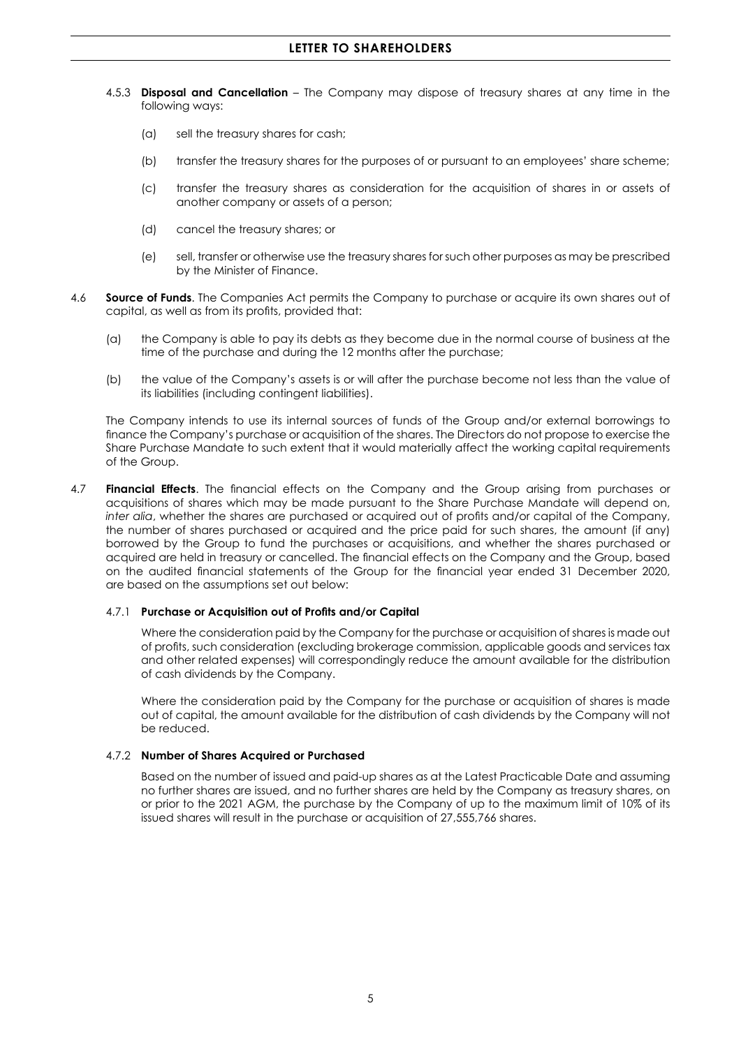4.5.3 **Disposal and Cancellation** – The Company may dispose of treasury shares at any time in the following ways:

(a) sell the treasury shares for cash;

(b) transfer the treasury shares for the purposes of or pursuant to an employees' share scheme;

(c) transfer the treasury shares as consideration for the acquisition of shares in or assets of another company or assets of a person;

(d) cancel the treasury shares; or

(e) sell, transfer or otherwise use the treasury shares for such other purposes as may be prescribed by the Minister of Finance.

4.6 **Source of Funds**. The Companies Act permits the Company to purchase or acquire its own shares out of capital, as well as from its profits, provided that:

(a) the Company is able to pay its debts as they become due in the normal course of business at the time of the purchase and during the 12 months after the purchase;

(b) the value of the Company's assets is or will after the purchase become not less than the value of its liabilities (including contingent liabilities).

The Company intends to use its internal sources of funds of the Group and/or external borrowings to finance the Company's purchase or acquisition of the shares. The Directors do not propose to exercise the Share Purchase Mandate to such extent that it would materially affect the working capital requirements of the Group.

4.7 **Financial Effects**. The financial effects on the Company and the Group arising from purchases or acquisitions of shares which may be made pursuant to the Share Purchase Mandate will depend on, *inter alia*, whether the shares are purchased or acquired out of profits and/or capital of the Company, the number of shares purchased or acquired and the price paid for such shares, the amount (if any) borrowed by the Group to fund the purchases or acquisitions, and whether the shares purchased or acquired are held in treasury or cancelled. The financial effects on the Company and the Group, based on the audited financial statements of the Group for the financial year ended 31 December 2020, are based on the assumptions set out below:

4.7.1 **Purchase or Acquisition out of Profits and/or Capital**

Where the consideration paid by the Company for the purchase or acquisition of shares is made out of profits, such consideration (excluding brokerage commission, applicable goods and services tax and other related expenses) will correspondingly reduce the amount available for the distribution of cash dividends by the Company.

Where the consideration paid by the Company for the purchase or acquisition of shares is made out of capital, the amount available for the distribution of cash dividends by the Company will not be reduced.

4.7.2 **Number of Shares Acquired or Purchased**

Based on the number of issued and paid-up shares as at the Latest Practicable Date and assuming no further shares are issued, and no further shares are held by the Company as treasury shares, on or prior to the 2021 AGM, the purchase by the Company of up to the maximum limit of 10% of its issued shares will result in the purchase or acquisition of 27,555,766 shares.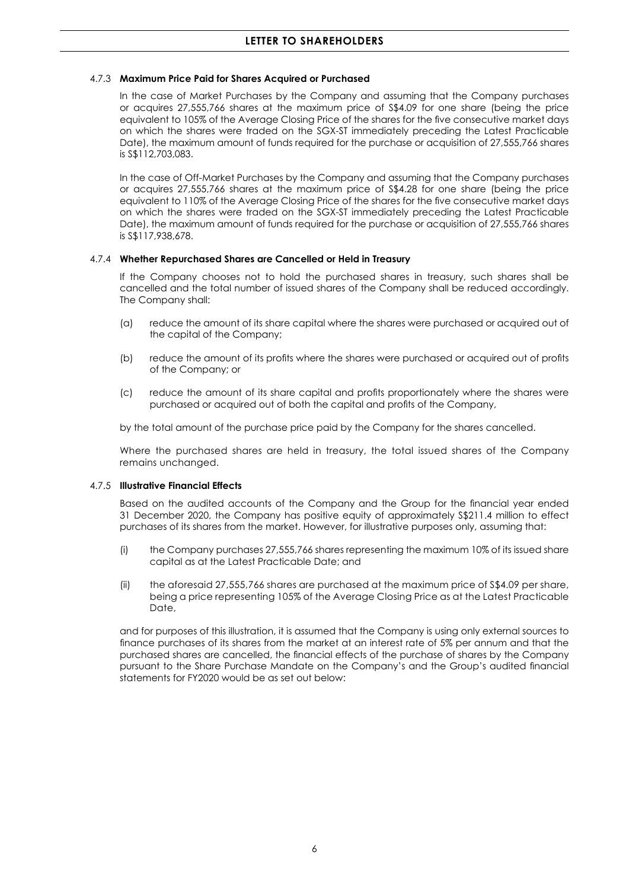#### 4.7.3 **Maximum Price Paid for Shares Acquired or Purchased**

In the case of Market Purchases by the Company and assuming that the Company purchases or acquires 27,555,766 shares at the maximum price of S$4.09 for one share (being the price equivalent to 105% of the Average Closing Price of the shares for the five consecutive market days on which the shares were traded on the SGX-ST immediately preceding the Latest Practicable Date), the maximum amount of funds required for the purchase or acquisition of 27,555,766 shares is S$112,703,083.

In the case of Off-Market Purchases by the Company and assuming that the Company purchases or acquires 27,555,766 shares at the maximum price of S$4.28 for one share (being the price equivalent to 110% of the Average Closing Price of the shares for the five consecutive market days on which the shares were traded on the SGX-ST immediately preceding the Latest Practicable Date), the maximum amount of funds required for the purchase or acquisition of 27,555,766 shares is S$117,938,678.

#### 4.7.4 **Whether Repurchased Shares are Cancelled or Held in Treasury**

If the Company chooses not to hold the purchased shares in treasury, such shares shall be cancelled and the total number of issued shares of the Company shall be reduced accordingly. The Company shall:

(a) reduce the amount of its share capital where the shares were purchased or acquired out of the capital of the Company;

(b) reduce the amount of its profits where the shares were purchased or acquired out of profits of the Company; or

(c) reduce the amount of its share capital and profits proportionately where the shares were purchased or acquired out of both the capital and profits of the Company,

by the total amount of the purchase price paid by the Company for the shares cancelled.

Where the purchased shares are held in treasury, the total issued shares of the Company remains unchanged.

#### 4.7.5 **Illustrative Financial Effects**

Based on the audited accounts of the Company and the Group for the financial year ended 31 December 2020, the Company has positive equity of approximately S$211.4 million to effect purchases of its shares from the market. However, for illustrative purposes only, assuming that:

(i) the Company purchases 27,555,766 shares representing the maximum 10% of its issued share capital as at the Latest Practicable Date; and

(ii) the aforesaid 27,555,766 shares are purchased at the maximum price of S$4.09 per share, being a price representing 105% of the Average Closing Price as at the Latest Practicable Date,

and for purposes of this illustration, it is assumed that the Company is using only external sources to finance purchases of its shares from the market at an interest rate of 5% per annum and that the purchased shares are cancelled, the financial effects of the purchase of shares by the Company pursuant to the Share Purchase Mandate on the Company's and the Group's audited financial statements for FY2020 would be as set out below: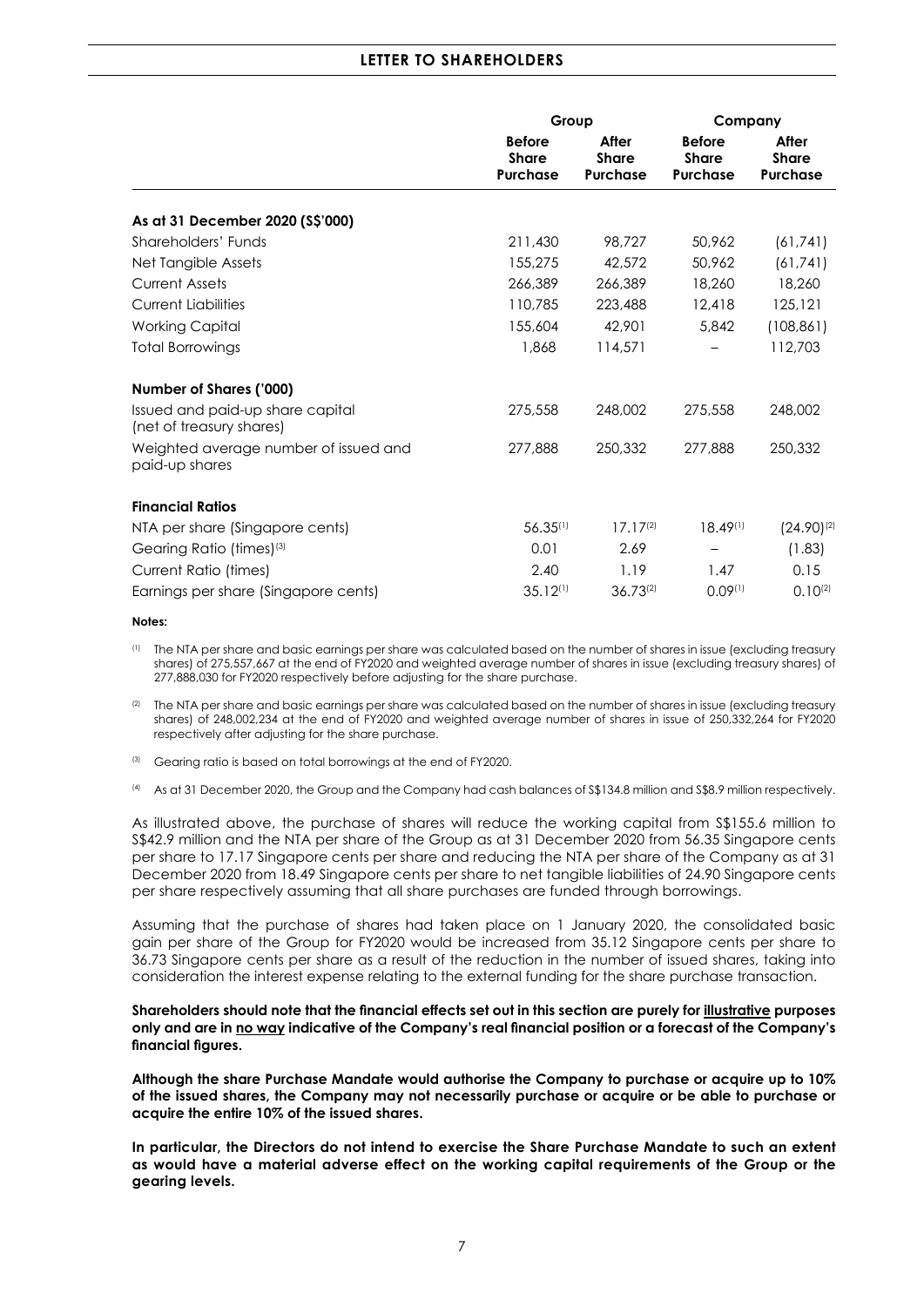| | Group | | Company | |
|---|---|---|---|---|
| | **Before Share Purchase** | **After Share Purchase** | **Before Share Purchase** | **After Share Purchase** |
| **As at 31 December 2020 (S$'000)** | | | | |
| Shareholders' Funds | 211,430 | 98,727 | 50,962 | (61,741) |
| Net Tangible Assets | 155,275 | 42,572 | 50,962 | (61,741) |
| Current Assets | 266,389 | 266,389 | 18,260 | 18,260 |
| Current Liabilities | 110,785 | 223,488 | 12,418 | 125,121 |
| Working Capital | 155,604 | 42,901 | 5,842 | (108,861) |
| Total Borrowings | 1,868 | 114,571 | – | 112,703 |
| **Number of Shares ('000)** | | | | |
| Issued and paid-up share capital (net of treasury shares) | 275,558 | 248,002 | 275,558 | 248,002 |
| Weighted average number of issued and paid-up shares | 277,888 | 250,332 | 277,888 | 250,332 |
| **Financial Ratios** | | | | |
| NTA per share (Singapore cents) | 56.35[(1)] | 17.17[(2)] | 18.49[(1)] | (24.90)[(2)] |
| Gearing Ratio (times)[(3)] | 0.01 | 2.69 | – | (1.83) |
| Current Ratio (times) | 2.40 | 1.19 | 1.47 | 0.15 |
| Earnings per share (Singapore cents) | 35.12[(1)] | 36.73[(2)] | 0.09[(1)] | 0.10[(2)] |

**Notes:**

(1) The NTA per share and basic earnings per share was calculated based on the number of shares in issue (excluding treasury shares) of 275,557,667 at the end of FY2020 and weighted average number of shares in issue (excluding treasury shares) of 277,888,030 for FY2020 respectively before adjusting for the share purchase.

(2) The NTA per share and basic earnings per share was calculated based on the number of shares in issue (excluding treasury shares) of 248,002,234 at the end of FY2020 and weighted average number of shares in issue of 250,332,264 for FY2020 respectively after adjusting for the share purchase.

(3) Gearing ratio is based on total borrowings at the end of FY2020.

(4) As at 31 December 2020, the Group and the Company had cash balances of S$134.8 million and S$8.9 million respectively.

As illustrated above, the purchase of shares will reduce the working capital from S$155.6 million to S$42.9 million and the NTA per share of the Group as at 31 December 2020 from 56.35 Singapore cents per share to 17.17 Singapore cents per share and reducing the NTA per share of the Company as at 31 December 2020 from 18.49 Singapore cents per share to net tangible liabilities of 24.90 Singapore cents per share respectively assuming that all share purchases are funded through borrowings.

Assuming that the purchase of shares had taken place on 1 January 2020, the consolidated basic gain per share of the Group for FY2020 would be increased from 35.12 Singapore cents per share to 36.73 Singapore cents per share as a result of the reduction in the number of issued shares, taking into consideration the interest expense relating to the external funding for the share purchase transaction.

**Shareholders should note that the financial effects set out in this section are purely for illustrative purposes only and are in no way indicative of the Company's real financial position or a forecast of the Company's financial figures.**

**Although the share Purchase Mandate would authorise the Company to purchase or acquire up to 10% of the issued shares, the Company may not necessarily purchase or acquire or be able to purchase or acquire the entire 10% of the issued shares.**

**In particular, the Directors do not intend to exercise the Share Purchase Mandate to such an extent as would have a material adverse effect on the working capital requirements of the Group or the gearing levels.**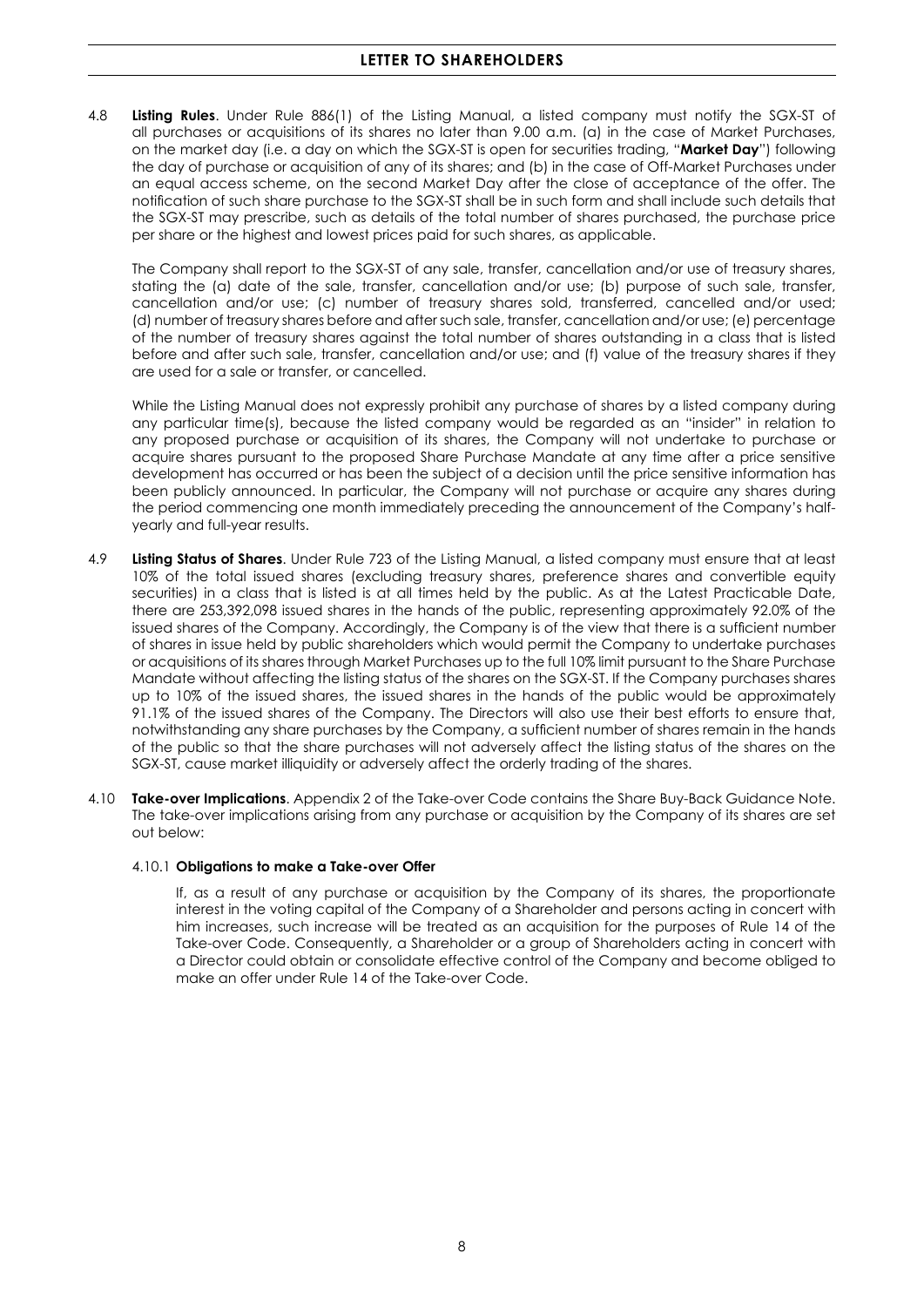4.8 **Listing Rules**. Under Rule 886(1) of the Listing Manual, a listed company must notify the SGX-ST of all purchases or acquisitions of its shares no later than 9.00 a.m. (a) in the case of Market Purchases, on the market day (i.e. a day on which the SGX-ST is open for securities trading, "**Market Day**") following the day of purchase or acquisition of any of its shares; and (b) in the case of Off-Market Purchases under an equal access scheme, on the second Market Day after the close of acceptance of the offer. The notification of such share purchase to the SGX-ST shall be in such form and shall include such details that the SGX-ST may prescribe, such as details of the total number of shares purchased, the purchase price per share or the highest and lowest prices paid for such shares, as applicable.

The Company shall report to the SGX-ST of any sale, transfer, cancellation and/or use of treasury shares, stating the (a) date of the sale, transfer, cancellation and/or use; (b) purpose of such sale, transfer, cancellation and/or use; (c) number of treasury shares sold, transferred, cancelled and/or used; (d) number of treasury shares before and after such sale, transfer, cancellation and/or use; (e) percentage of the number of treasury shares against the total number of shares outstanding in a class that is listed before and after such sale, transfer, cancellation and/or use; and (f) value of the treasury shares if they are used for a sale or transfer, or cancelled.

While the Listing Manual does not expressly prohibit any purchase of shares by a listed company during any particular time(s), because the listed company would be regarded as an "insider" in relation to any proposed purchase or acquisition of its shares, the Company will not undertake to purchase or acquire shares pursuant to the proposed Share Purchase Mandate at any time after a price sensitive development has occurred or has been the subject of a decision until the price sensitive information has been publicly announced. In particular, the Company will not purchase or acquire any shares during the period commencing one month immediately preceding the announcement of the Company's half-yearly and full-year results.

4.9 **Listing Status of Shares**. Under Rule 723 of the Listing Manual, a listed company must ensure that at least 10% of the total issued shares (excluding treasury shares, preference shares and convertible equity securities) in a class that is listed is at all times held by the public. As at the Latest Practicable Date, there are 253,392,098 issued shares in the hands of the public, representing approximately 92.0% of the issued shares of the Company. Accordingly, the Company is of the view that there is a sufficient number of shares in issue held by public shareholders which would permit the Company to undertake purchases or acquisitions of its shares through Market Purchases up to the full 10% limit pursuant to the Share Purchase Mandate without affecting the listing status of the shares on the SGX-ST. If the Company purchases shares up to 10% of the issued shares, the issued shares in the hands of the public would be approximately 91.1% of the issued shares of the Company. The Directors will also use their best efforts to ensure that, notwithstanding any share purchases by the Company, a sufficient number of shares remain in the hands of the public so that the share purchases will not adversely affect the listing status of the shares on the SGX-ST, cause market illiquidity or adversely affect the orderly trading of the shares.

4.10 **Take-over Implications**. Appendix 2 of the Take-over Code contains the Share Buy-Back Guidance Note. The take-over implications arising from any purchase or acquisition by the Company of its shares are set out below:

4.10.1 **Obligations to make a Take-over Offer**

If, as a result of any purchase or acquisition by the Company of its shares, the proportionate interest in the voting capital of the Company of a Shareholder and persons acting in concert with him increases, such increase will be treated as an acquisition for the purposes of Rule 14 of the Take-over Code. Consequently, a Shareholder or a group of Shareholders acting in concert with a Director could obtain or consolidate effective control of the Company and become obliged to make an offer under Rule 14 of the Take-over Code.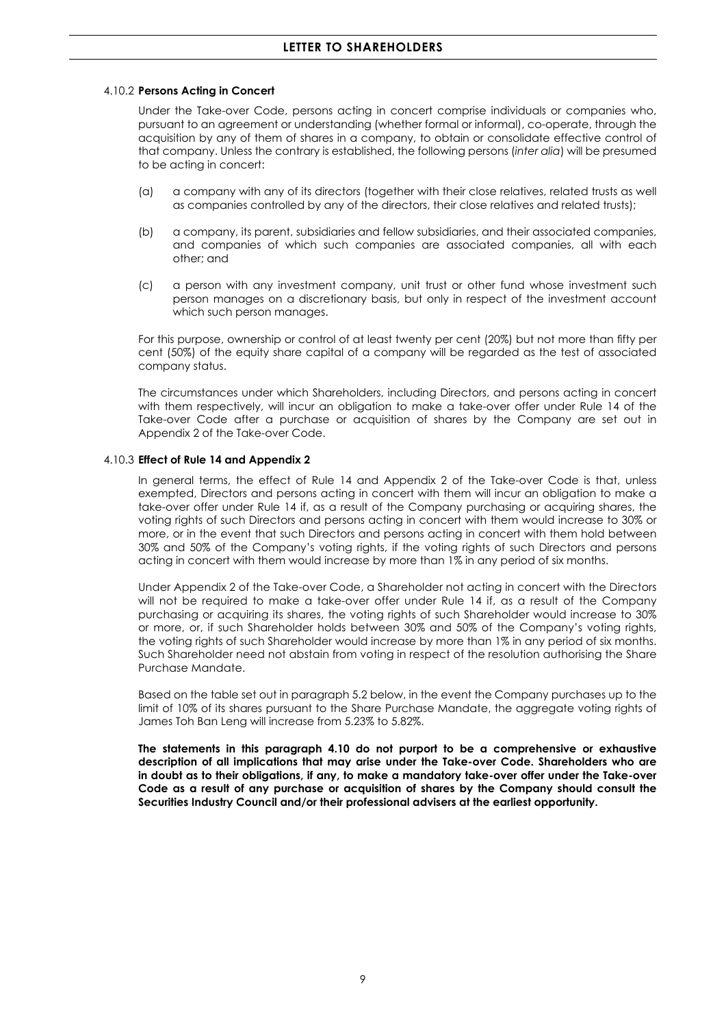#### 4.10.2 **Persons Acting in Concert**

Under the Take-over Code, persons acting in concert comprise individuals or companies who, pursuant to an agreement or understanding (whether formal or informal), co-operate, through the acquisition by any of them of shares in a company, to obtain or consolidate effective control of that company. Unless the contrary is established, the following persons (*inter alia*) will be presumed to be acting in concert:

(a) a company with any of its directors (together with their close relatives, related trusts as well as companies controlled by any of the directors, their close relatives and related trusts);

(b) a company, its parent, subsidiaries and fellow subsidiaries, and their associated companies, and companies of which such companies are associated companies, all with each other; and

(c) a person with any investment company, unit trust or other fund whose investment such person manages on a discretionary basis, but only in respect of the investment account which such person manages.

For this purpose, ownership or control of at least twenty per cent (20%) but not more than fifty per cent (50%) of the equity share capital of a company will be regarded as the test of associated company status.

The circumstances under which Shareholders, including Directors, and persons acting in concert with them respectively, will incur an obligation to make a take-over offer under Rule 14 of the Take-over Code after a purchase or acquisition of shares by the Company are set out in Appendix 2 of the Take-over Code.

#### 4.10.3 **Effect of Rule 14 and Appendix 2**

In general terms, the effect of Rule 14 and Appendix 2 of the Take-over Code is that, unless exempted, Directors and persons acting in concert with them will incur an obligation to make a take-over offer under Rule 14 if, as a result of the Company purchasing or acquiring shares, the voting rights of such Directors and persons acting in concert with them would increase to 30% or more, or in the event that such Directors and persons acting in concert with them hold between 30% and 50% of the Company's voting rights, if the voting rights of such Directors and persons acting in concert with them would increase by more than 1% in any period of six months.

Under Appendix 2 of the Take-over Code, a Shareholder not acting in concert with the Directors will not be required to make a take-over offer under Rule 14 if, as a result of the Company purchasing or acquiring its shares, the voting rights of such Shareholder would increase to 30% or more, or, if such Shareholder holds between 30% and 50% of the Company's voting rights, the voting rights of such Shareholder would increase by more than 1% in any period of six months. Such Shareholder need not abstain from voting in respect of the resolution authorising the Share Purchase Mandate.

Based on the table set out in paragraph 5.2 below, in the event the Company purchases up to the limit of 10% of its shares pursuant to the Share Purchase Mandate, the aggregate voting rights of James Toh Ban Leng will increase from 5.23% to 5.82%.

**The statements in this paragraph 4.10 do not purport to be a comprehensive or exhaustive description of all implications that may arise under the Take-over Code. Shareholders who are in doubt as to their obligations, if any, to make a mandatory take-over offer under the Take-over Code as a result of any purchase or acquisition of shares by the Company should consult the Securities Industry Council and/or their professional advisers at the earliest opportunity.**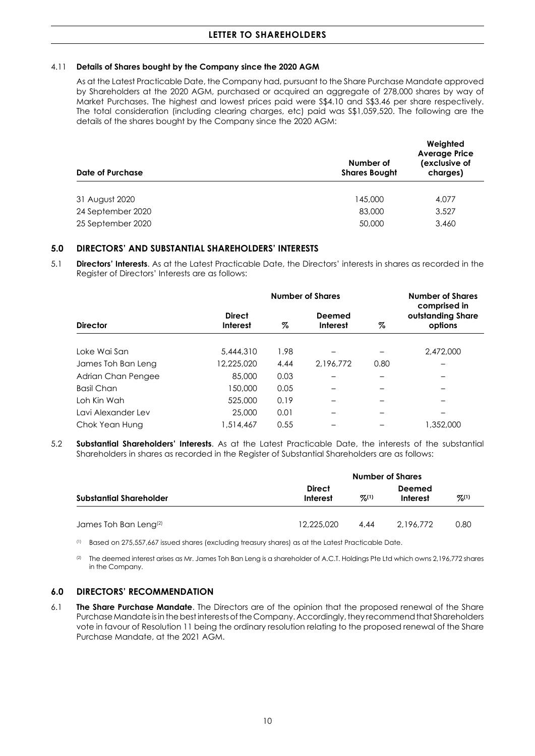### 4.11 Details of Shares bought by the Company since the 2020 AGM

As at the Latest Practicable Date, the Company had, pursuant to the Share Purchase Mandate approved by Shareholders at the 2020 AGM, purchased or acquired an aggregate of 278,000 shares by way of Market Purchases. The highest and lowest prices paid were S$4.10 and S$3.46 per share respectively. The total consideration (including clearing charges, etc) paid was S$1,059,520. The following are the details of the shares bought by the Company since the 2020 AGM:

| Date of Purchase | Number of Shares Bought | Weighted Average Price (exclusive of charges) |
|---|---|---|
| 31 August 2020 | 145,000 | 4.077 |
| 24 September 2020 | 83,000 | 3.527 |
| 25 September 2020 | 50,000 | 3.460 |

## 5.0 DIRECTORS' AND SUBSTANTIAL SHAREHOLDERS' INTERESTS

5.1 **Directors' Interests**. As at the Latest Practicable Date, the Directors' interests in shares as recorded in the Register of Directors' Interests are as follows:

| Director | Number of Shares | | | | Number of Shares comprised in outstanding Share options |
|---|---|---|---|---|---|
| | Direct Interest | % | Deemed Interest | % | |
| Loke Wai San | 5,444,310 | 1.98 | – | – | 2,472,000 |
| James Toh Ban Leng | 12,225,020 | 4.44 | 2,196,772 | 0.80 | – |
| Adrian Chan Pengee | 85,000 | 0.03 | – | – | – |
| Basil Chan | 150,000 | 0.05 | – | – | – |
| Loh Kin Wah | 525,000 | 0.19 | – | – | – |
| Lavi Alexander Lev | 25,000 | 0.01 | – | – | – |
| Chok Yean Hung | 1,514,467 | 0.55 | – | – | 1,352,000 |

5.2 **Substantial Shareholders' Interests**. As at the Latest Practicable Date, the interests of the substantial Shareholders in shares as recorded in the Register of Substantial Shareholders are as follows:

| Substantial Shareholder | Number of Shares | | | |
|---|---|---|---|---|
| | Direct Interest | %(1) | Deemed Interest | %(1) |
| James Toh Ban Leng(2) | 12,225,020 | 4.44 | 2,196,772 | 0.80 |

(1) Based on 275,557,667 issued shares (excluding treasury shares) as at the Latest Practicable Date.

(2) The deemed interest arises as Mr. James Toh Ban Leng is a shareholder of A.C.T. Holdings Pte Ltd which owns 2,196,772 shares in the Company.

## 6.0 DIRECTORS' RECOMMENDATION

6.1 **The Share Purchase Mandate**. The Directors are of the opinion that the proposed renewal of the Share Purchase Mandate is in the best interests of the Company. Accordingly, they recommend that Shareholders vote in favour of Resolution 11 being the ordinary resolution relating to the proposed renewal of the Share Purchase Mandate, at the 2021 AGM.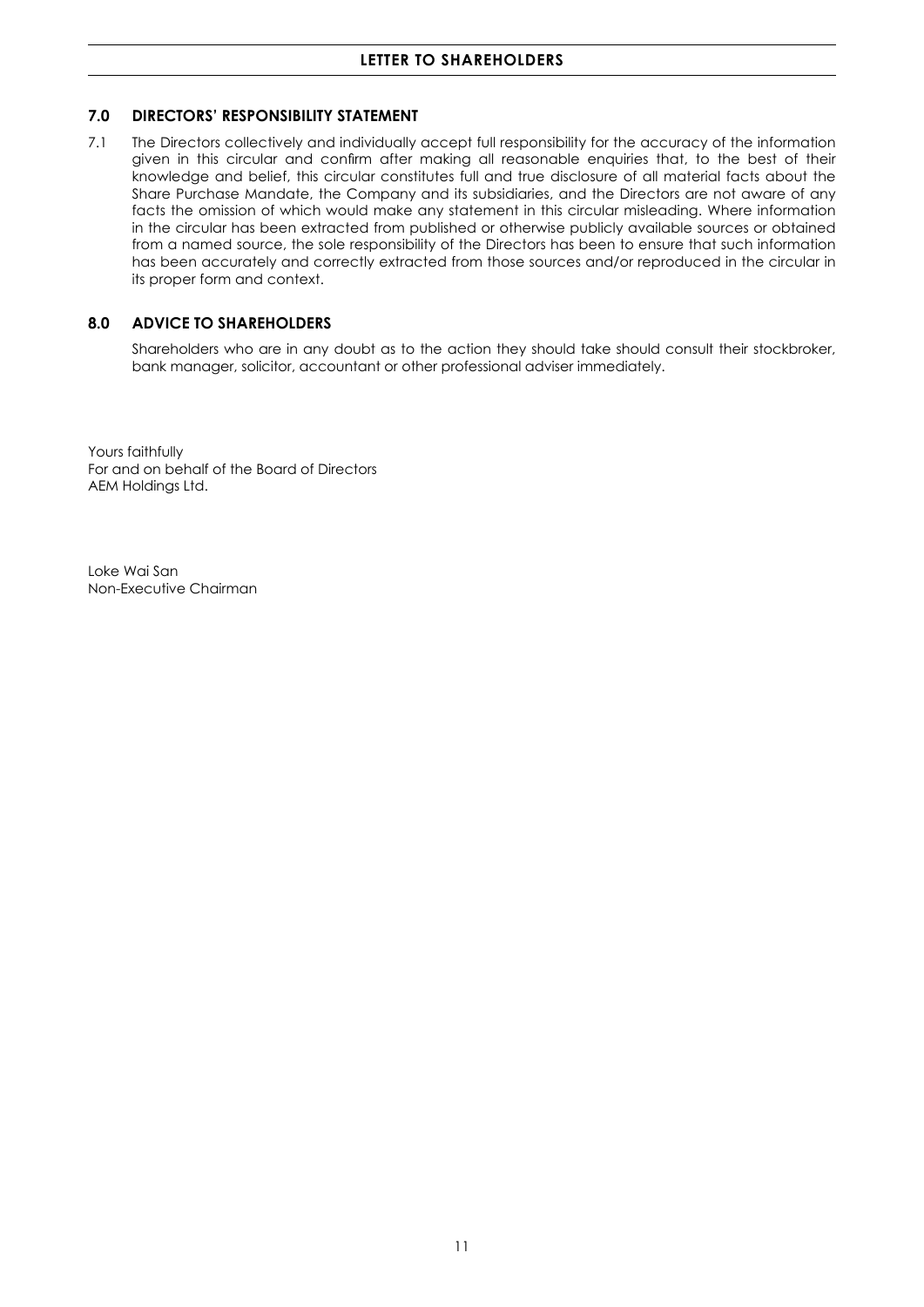## 7.0 DIRECTORS' RESPONSIBILITY STATEMENT

7.1 The Directors collectively and individually accept full responsibility for the accuracy of the information given in this circular and confirm after making all reasonable enquiries that, to the best of their knowledge and belief, this circular constitutes full and true disclosure of all material facts about the Share Purchase Mandate, the Company and its subsidiaries, and the Directors are not aware of any facts the omission of which would make any statement in this circular misleading. Where information in the circular has been extracted from published or otherwise publicly available sources or obtained from a named source, the sole responsibility of the Directors has been to ensure that such information has been accurately and correctly extracted from those sources and/or reproduced in the circular in its proper form and context.

## 8.0 ADVICE TO SHAREHOLDERS

Shareholders who are in any doubt as to the action they should take should consult their stockbroker, bank manager, solicitor, accountant or other professional adviser immediately.

Yours faithfully
For and on behalf of the Board of Directors
AEM Holdings Ltd.

Loke Wai San
Non-Executive Chairman